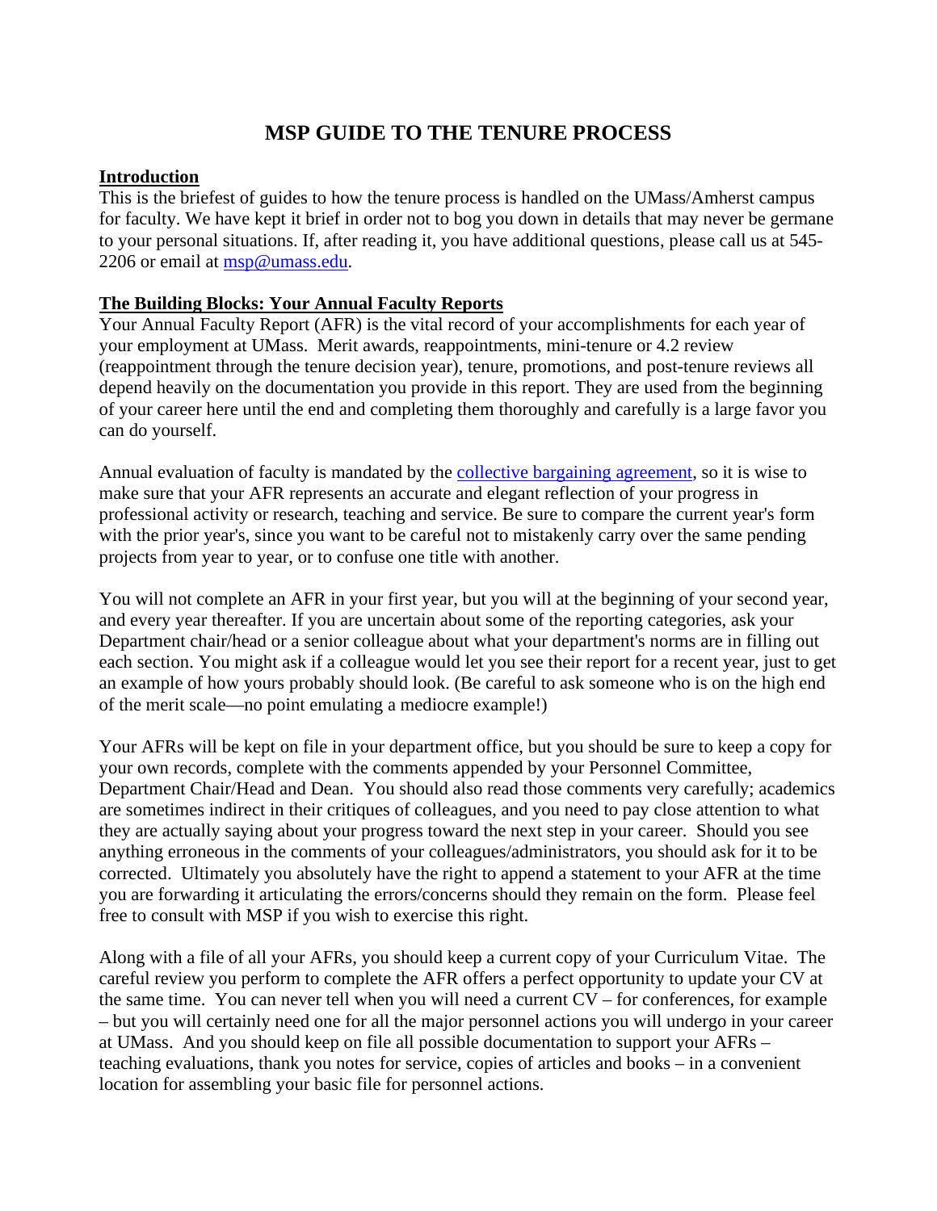# MSP GUIDE TO THE TENURE PROCESS

## Introduction

This is the briefest of guides to how the tenure process is handled on the UMass/Amherst campus for faculty. We have kept it brief in order not to bog you down in details that may never be germane to your personal situations. If, after reading it, you have additional questions, please call us at 545-2206 or email at msp@umass.edu.

## The Building Blocks: Your Annual Faculty Reports

Your Annual Faculty Report (AFR) is the vital record of your accomplishments for each year of your employment at UMass. Merit awards, reappointments, mini-tenure or 4.2 review (reappointment through the tenure decision year), tenure, promotions, and post-tenure reviews all depend heavily on the documentation you provide in this report. They are used from the beginning of your career here until the end and completing them thoroughly and carefully is a large favor you can do yourself.

Annual evaluation of faculty is mandated by the collective bargaining agreement, so it is wise to make sure that your AFR represents an accurate and elegant reflection of your progress in professional activity or research, teaching and service. Be sure to compare the current year's form with the prior year's, since you want to be careful not to mistakenly carry over the same pending projects from year to year, or to confuse one title with another.

You will not complete an AFR in your first year, but you will at the beginning of your second year, and every year thereafter. If you are uncertain about some of the reporting categories, ask your Department chair/head or a senior colleague about what your department's norms are in filling out each section. You might ask if a colleague would let you see their report for a recent year, just to get an example of how yours probably should look. (Be careful to ask someone who is on the high end of the merit scale—no point emulating a mediocre example!)

Your AFRs will be kept on file in your department office, but you should be sure to keep a copy for your own records, complete with the comments appended by your Personnel Committee, Department Chair/Head and Dean. You should also read those comments very carefully; academics are sometimes indirect in their critiques of colleagues, and you need to pay close attention to what they are actually saying about your progress toward the next step in your career. Should you see anything erroneous in the comments of your colleagues/administrators, you should ask for it to be corrected. Ultimately you absolutely have the right to append a statement to your AFR at the time you are forwarding it articulating the errors/concerns should they remain on the form. Please feel free to consult with MSP if you wish to exercise this right.

Along with a file of all your AFRs, you should keep a current copy of your Curriculum Vitae. The careful review you perform to complete the AFR offers a perfect opportunity to update your CV at the same time. You can never tell when you will need a current CV – for conferences, for example – but you will certainly need one for all the major personnel actions you will undergo in your career at UMass. And you should keep on file all possible documentation to support your AFRs – teaching evaluations, thank you notes for service, copies of articles and books – in a convenient location for assembling your basic file for personnel actions.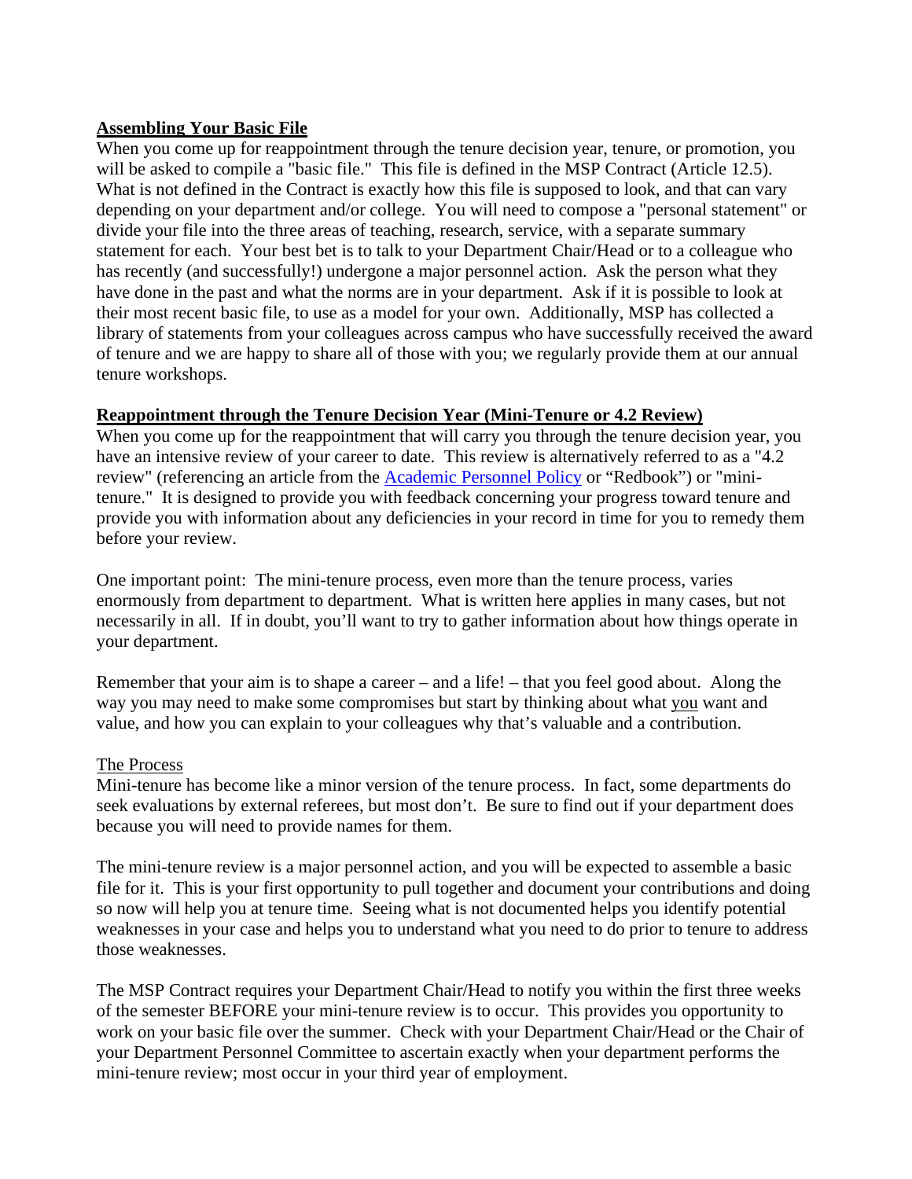## Assembling Your Basic File

When you come up for reappointment through the tenure decision year, tenure, or promotion, you will be asked to compile a "basic file." This file is defined in the MSP Contract (Article 12.5). What is not defined in the Contract is exactly how this file is supposed to look, and that can vary depending on your department and/or college. You will need to compose a "personal statement" or divide your file into the three areas of teaching, research, service, with a separate summary statement for each. Your best bet is to talk to your Department Chair/Head or to a colleague who has recently (and successfully!) undergone a major personnel action. Ask the person what they have done in the past and what the norms are in your department. Ask if it is possible to look at their most recent basic file, to use as a model for your own. Additionally, MSP has collected a library of statements from your colleagues across campus who have successfully received the award of tenure and we are happy to share all of those with you; we regularly provide them at our annual tenure workshops.

## Reappointment through the Tenure Decision Year (Mini-Tenure or 4.2 Review)

When you come up for the reappointment that will carry you through the tenure decision year, you have an intensive review of your career to date. This review is alternatively referred to as a "4.2 review" (referencing an article from the Academic Personnel Policy or "Redbook") or "mini-tenure." It is designed to provide you with feedback concerning your progress toward tenure and provide you with information about any deficiencies in your record in time for you to remedy them before your review.

One important point: The mini-tenure process, even more than the tenure process, varies enormously from department to department. What is written here applies in many cases, but not necessarily in all. If in doubt, you'll want to try to gather information about how things operate in your department.

Remember that your aim is to shape a career – and a life! – that you feel good about. Along the way you may need to make some compromises but start by thinking about what you want and value, and how you can explain to your colleagues why that's valuable and a contribution.

### The Process

Mini-tenure has become like a minor version of the tenure process. In fact, some departments do seek evaluations by external referees, but most don't. Be sure to find out if your department does because you will need to provide names for them.

The mini-tenure review is a major personnel action, and you will be expected to assemble a basic file for it. This is your first opportunity to pull together and document your contributions and doing so now will help you at tenure time. Seeing what is not documented helps you identify potential weaknesses in your case and helps you to understand what you need to do prior to tenure to address those weaknesses.

The MSP Contract requires your Department Chair/Head to notify you within the first three weeks of the semester BEFORE your mini-tenure review is to occur. This provides you opportunity to work on your basic file over the summer. Check with your Department Chair/Head or the Chair of your Department Personnel Committee to ascertain exactly when your department performs the mini-tenure review; most occur in your third year of employment.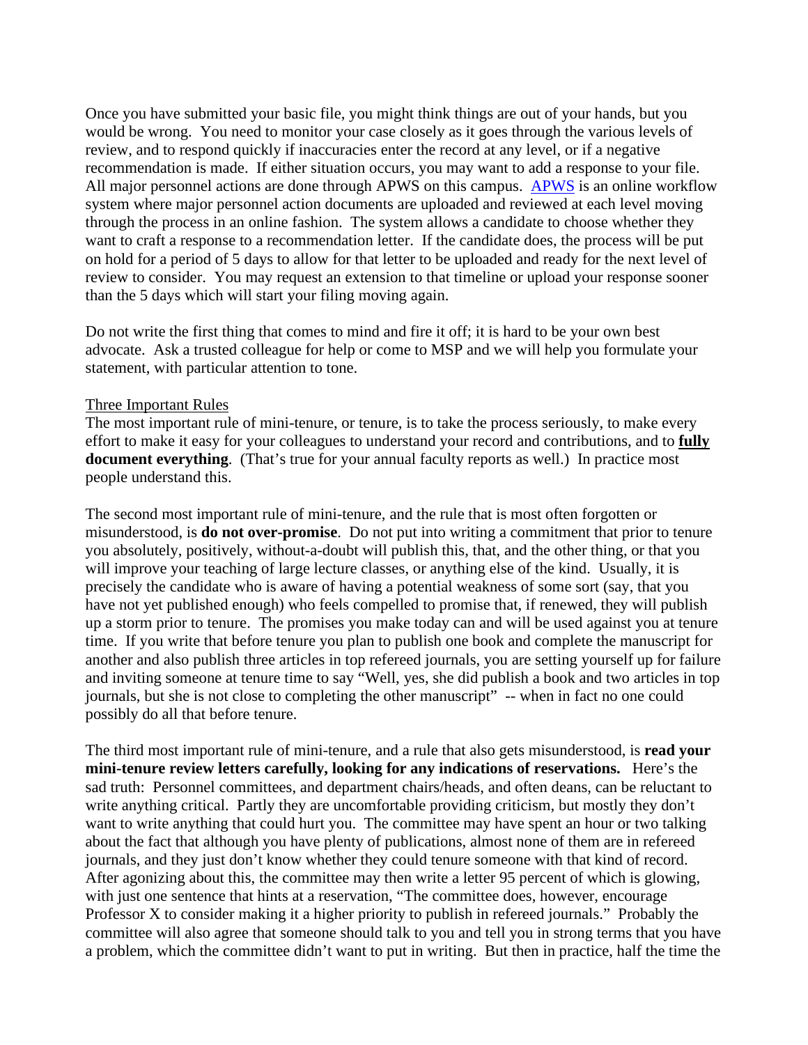Once you have submitted your basic file, you might think things are out of your hands, but you would be wrong. You need to monitor your case closely as it goes through the various levels of review, and to respond quickly if inaccuracies enter the record at any level, or if a negative recommendation is made. If either situation occurs, you may want to add a response to your file. All major personnel actions are done through APWS on this campus. APWS is an online workflow system where major personnel action documents are uploaded and reviewed at each level moving through the process in an online fashion. The system allows a candidate to choose whether they want to craft a response to a recommendation letter. If the candidate does, the process will be put on hold for a period of 5 days to allow for that letter to be uploaded and ready for the next level of review to consider. You may request an extension to that timeline or upload your response sooner than the 5 days which will start your filing moving again.

Do not write the first thing that comes to mind and fire it off; it is hard to be your own best advocate. Ask a trusted colleague for help or come to MSP and we will help you formulate your statement, with particular attention to tone.

Three Important Rules

The most important rule of mini-tenure, or tenure, is to take the process seriously, to make every effort to make it easy for your colleagues to understand your record and contributions, and to **fully document everything**. (That's true for your annual faculty reports as well.) In practice most people understand this.

The second most important rule of mini-tenure, and the rule that is most often forgotten or misunderstood, is **do not over-promise**. Do not put into writing a commitment that prior to tenure you absolutely, positively, without-a-doubt will publish this, that, and the other thing, or that you will improve your teaching of large lecture classes, or anything else of the kind. Usually, it is precisely the candidate who is aware of having a potential weakness of some sort (say, that you have not yet published enough) who feels compelled to promise that, if renewed, they will publish up a storm prior to tenure. The promises you make today can and will be used against you at tenure time. If you write that before tenure you plan to publish one book and complete the manuscript for another and also publish three articles in top refereed journals, you are setting yourself up for failure and inviting someone at tenure time to say "Well, yes, she did publish a book and two articles in top journals, but she is not close to completing the other manuscript" -- when in fact no one could possibly do all that before tenure.

The third most important rule of mini-tenure, and a rule that also gets misunderstood, is **read your mini-tenure review letters carefully, looking for any indications of reservations.** Here's the sad truth: Personnel committees, and department chairs/heads, and often deans, can be reluctant to write anything critical. Partly they are uncomfortable providing criticism, but mostly they don't want to write anything that could hurt you. The committee may have spent an hour or two talking about the fact that although you have plenty of publications, almost none of them are in refereed journals, and they just don't know whether they could tenure someone with that kind of record. After agonizing about this, the committee may then write a letter 95 percent of which is glowing, with just one sentence that hints at a reservation, "The committee does, however, encourage Professor X to consider making it a higher priority to publish in refereed journals." Probably the committee will also agree that someone should talk to you and tell you in strong terms that you have a problem, which the committee didn't want to put in writing. But then in practice, half the time the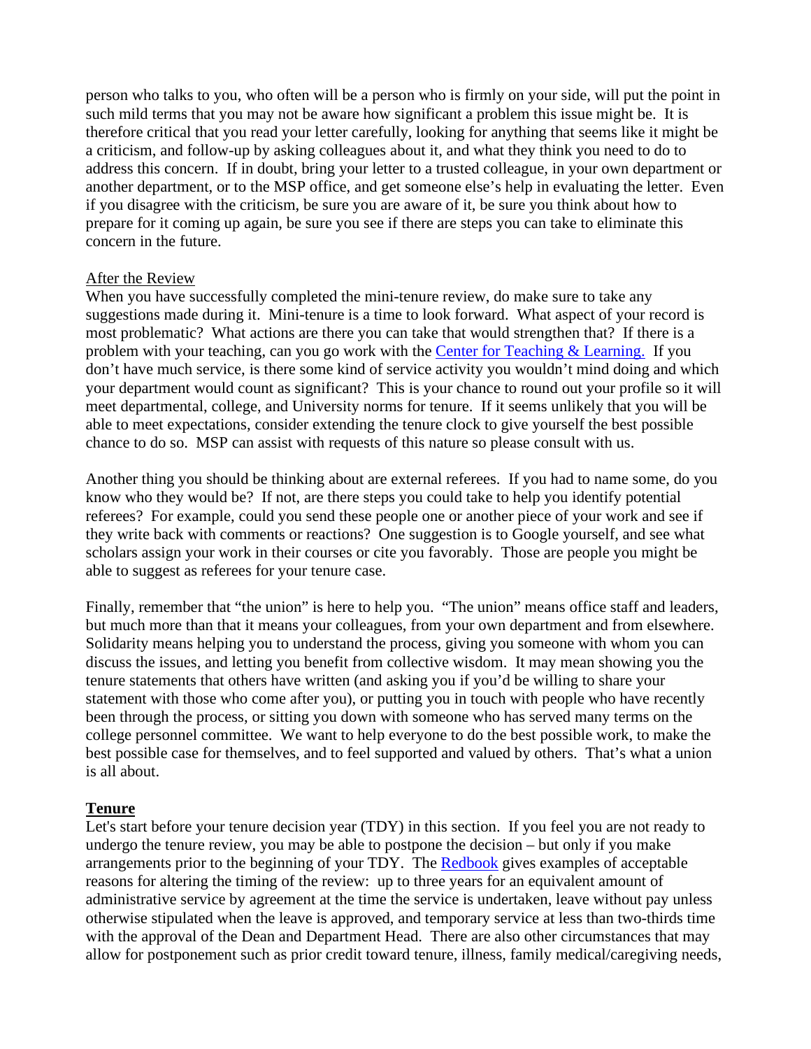person who talks to you, who often will be a person who is firmly on your side, will put the point in such mild terms that you may not be aware how significant a problem this issue might be. It is therefore critical that you read your letter carefully, looking for anything that seems like it might be a criticism, and follow-up by asking colleagues about it, and what they think you need to do to address this concern. If in doubt, bring your letter to a trusted colleague, in your own department or another department, or to the MSP office, and get someone else's help in evaluating the letter. Even if you disagree with the criticism, be sure you are aware of it, be sure you think about how to prepare for it coming up again, be sure you see if there are steps you can take to eliminate this concern in the future.

After the Review

When you have successfully completed the mini-tenure review, do make sure to take any suggestions made during it. Mini-tenure is a time to look forward. What aspect of your record is most problematic? What actions are there you can take that would strengthen that? If there is a problem with your teaching, can you go work with the [Center for Teaching & Learning.](#) If you don't have much service, is there some kind of service activity you wouldn't mind doing and which your department would count as significant? This is your chance to round out your profile so it will meet departmental, college, and University norms for tenure. If it seems unlikely that you will be able to meet expectations, consider extending the tenure clock to give yourself the best possible chance to do so. MSP can assist with requests of this nature so please consult with us.

Another thing you should be thinking about are external referees. If you had to name some, do you know who they would be? If not, are there steps you could take to help you identify potential referees? For example, could you send these people one or another piece of your work and see if they write back with comments or reactions? One suggestion is to Google yourself, and see what scholars assign your work in their courses or cite you favorably. Those are people you might be able to suggest as referees for your tenure case.

Finally, remember that "the union" is here to help you. "The union" means office staff and leaders, but much more than that it means your colleagues, from your own department and from elsewhere. Solidarity means helping you to understand the process, giving you someone with whom you can discuss the issues, and letting you benefit from collective wisdom. It may mean showing you the tenure statements that others have written (and asking you if you'd be willing to share your statement with those who come after you), or putting you in touch with people who have recently been through the process, or sitting you down with someone who has served many terms on the college personnel committee. We want to help everyone to do the best possible work, to make the best possible case for themselves, and to feel supported and valued by others. That's what a union is all about.

## Tenure

Let's start before your tenure decision year (TDY) in this section. If you feel you are not ready to undergo the tenure review, you may be able to postpone the decision – but only if you make arrangements prior to the beginning of your TDY. The [Redbook](#) gives examples of acceptable reasons for altering the timing of the review: up to three years for an equivalent amount of administrative service by agreement at the time the service is undertaken, leave without pay unless otherwise stipulated when the leave is approved, and temporary service at less than two-thirds time with the approval of the Dean and Department Head. There are also other circumstances that may allow for postponement such as prior credit toward tenure, illness, family medical/caregiving needs,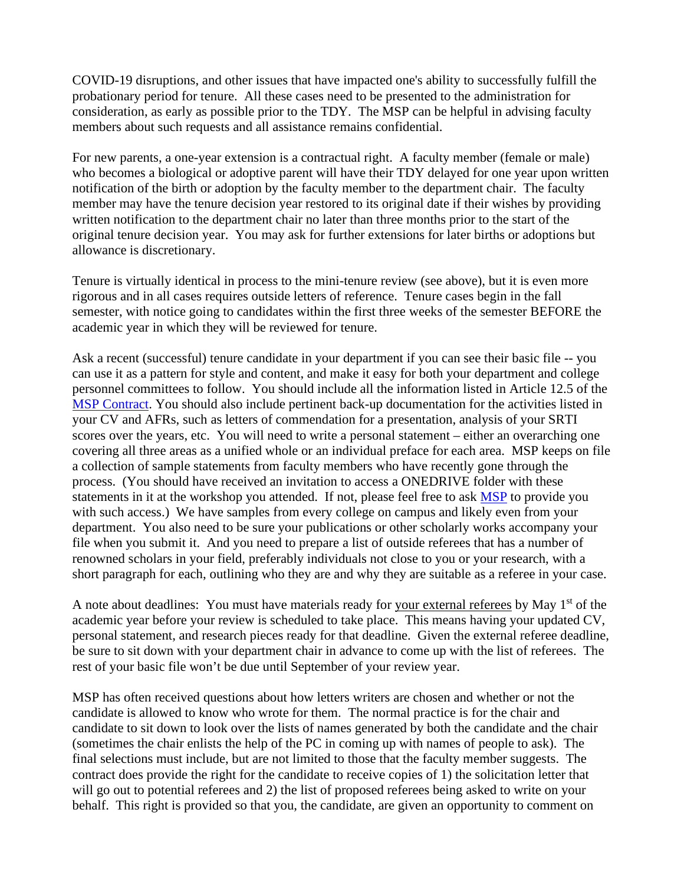COVID-19 disruptions, and other issues that have impacted one's ability to successfully fulfill the probationary period for tenure. All these cases need to be presented to the administration for consideration, as early as possible prior to the TDY. The MSP can be helpful in advising faculty members about such requests and all assistance remains confidential.

For new parents, a one-year extension is a contractual right. A faculty member (female or male) who becomes a biological or adoptive parent will have their TDY delayed for one year upon written notification of the birth or adoption by the faculty member to the department chair. The faculty member may have the tenure decision year restored to its original date if their wishes by providing written notification to the department chair no later than three months prior to the start of the original tenure decision year. You may ask for further extensions for later births or adoptions but allowance is discretionary.

Tenure is virtually identical in process to the mini-tenure review (see above), but it is even more rigorous and in all cases requires outside letters of reference. Tenure cases begin in the fall semester, with notice going to candidates within the first three weeks of the semester BEFORE the academic year in which they will be reviewed for tenure.

Ask a recent (successful) tenure candidate in your department if you can see their basic file -- you can use it as a pattern for style and content, and make it easy for both your department and college personnel committees to follow. You should include all the information listed in Article 12.5 of the MSP Contract. You should also include pertinent back-up documentation for the activities listed in your CV and AFRs, such as letters of commendation for a presentation, analysis of your SRTI scores over the years, etc. You will need to write a personal statement – either an overarching one covering all three areas as a unified whole or an individual preface for each area. MSP keeps on file a collection of sample statements from faculty members who have recently gone through the process. (You should have received an invitation to access a ONEDRIVE folder with these statements in it at the workshop you attended. If not, please feel free to ask MSP to provide you with such access.) We have samples from every college on campus and likely even from your department. You also need to be sure your publications or other scholarly works accompany your file when you submit it. And you need to prepare a list of outside referees that has a number of renowned scholars in your field, preferably individuals not close to you or your research, with a short paragraph for each, outlining who they are and why they are suitable as a referee in your case.

A note about deadlines: You must have materials ready for your external referees by May 1st of the academic year before your review is scheduled to take place. This means having your updated CV, personal statement, and research pieces ready for that deadline. Given the external referee deadline, be sure to sit down with your department chair in advance to come up with the list of referees. The rest of your basic file won't be due until September of your review year.

MSP has often received questions about how letters writers are chosen and whether or not the candidate is allowed to know who wrote for them. The normal practice is for the chair and candidate to sit down to look over the lists of names generated by both the candidate and the chair (sometimes the chair enlists the help of the PC in coming up with names of people to ask). The final selections must include, but are not limited to those that the faculty member suggests. The contract does provide the right for the candidate to receive copies of 1) the solicitation letter that will go out to potential referees and 2) the list of proposed referees being asked to write on your behalf. This right is provided so that you, the candidate, are given an opportunity to comment on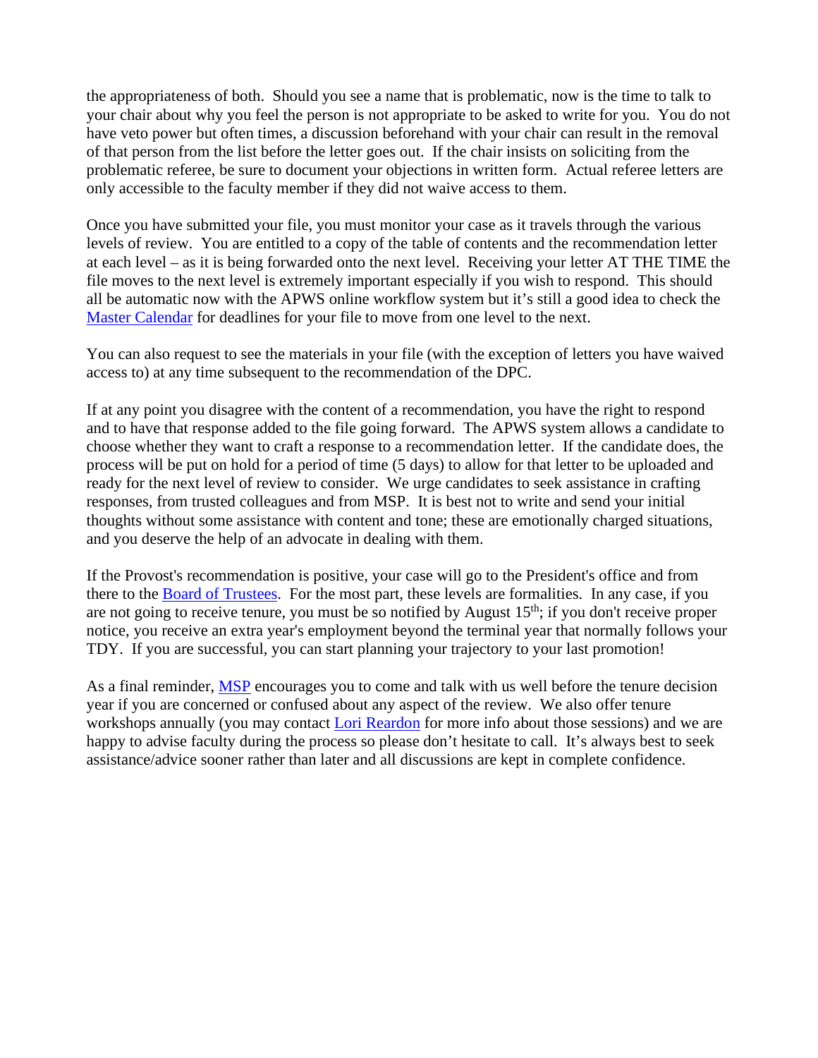the appropriateness of both. Should you see a name that is problematic, now is the time to talk to your chair about why you feel the person is not appropriate to be asked to write for you. You do not have veto power but often times, a discussion beforehand with your chair can result in the removal of that person from the list before the letter goes out. If the chair insists on soliciting from the problematic referee, be sure to document your objections in written form. Actual referee letters are only accessible to the faculty member if they did not waive access to them.

Once you have submitted your file, you must monitor your case as it travels through the various levels of review. You are entitled to a copy of the table of contents and the recommendation letter at each level – as it is being forwarded onto the next level. Receiving your letter AT THE TIME the file moves to the next level is extremely important especially if you wish to respond. This should all be automatic now with the APWS online workflow system but it's still a good idea to check the Master Calendar for deadlines for your file to move from one level to the next.

You can also request to see the materials in your file (with the exception of letters you have waived access to) at any time subsequent to the recommendation of the DPC.

If at any point you disagree with the content of a recommendation, you have the right to respond and to have that response added to the file going forward. The APWS system allows a candidate to choose whether they want to craft a response to a recommendation letter. If the candidate does, the process will be put on hold for a period of time (5 days) to allow for that letter to be uploaded and ready for the next level of review to consider. We urge candidates to seek assistance in crafting responses, from trusted colleagues and from MSP. It is best not to write and send your initial thoughts without some assistance with content and tone; these are emotionally charged situations, and you deserve the help of an advocate in dealing with them.

If the Provost's recommendation is positive, your case will go to the President's office and from there to the Board of Trustees. For the most part, these levels are formalities. In any case, if you are not going to receive tenure, you must be so notified by August 15th; if you don't receive proper notice, you receive an extra year's employment beyond the terminal year that normally follows your TDY. If you are successful, you can start planning your trajectory to your last promotion!

As a final reminder, MSP encourages you to come and talk with us well before the tenure decision year if you are concerned or confused about any aspect of the review. We also offer tenure workshops annually (you may contact Lori Reardon for more info about those sessions) and we are happy to advise faculty during the process so please don't hesitate to call. It's always best to seek assistance/advice sooner rather than later and all discussions are kept in complete confidence.